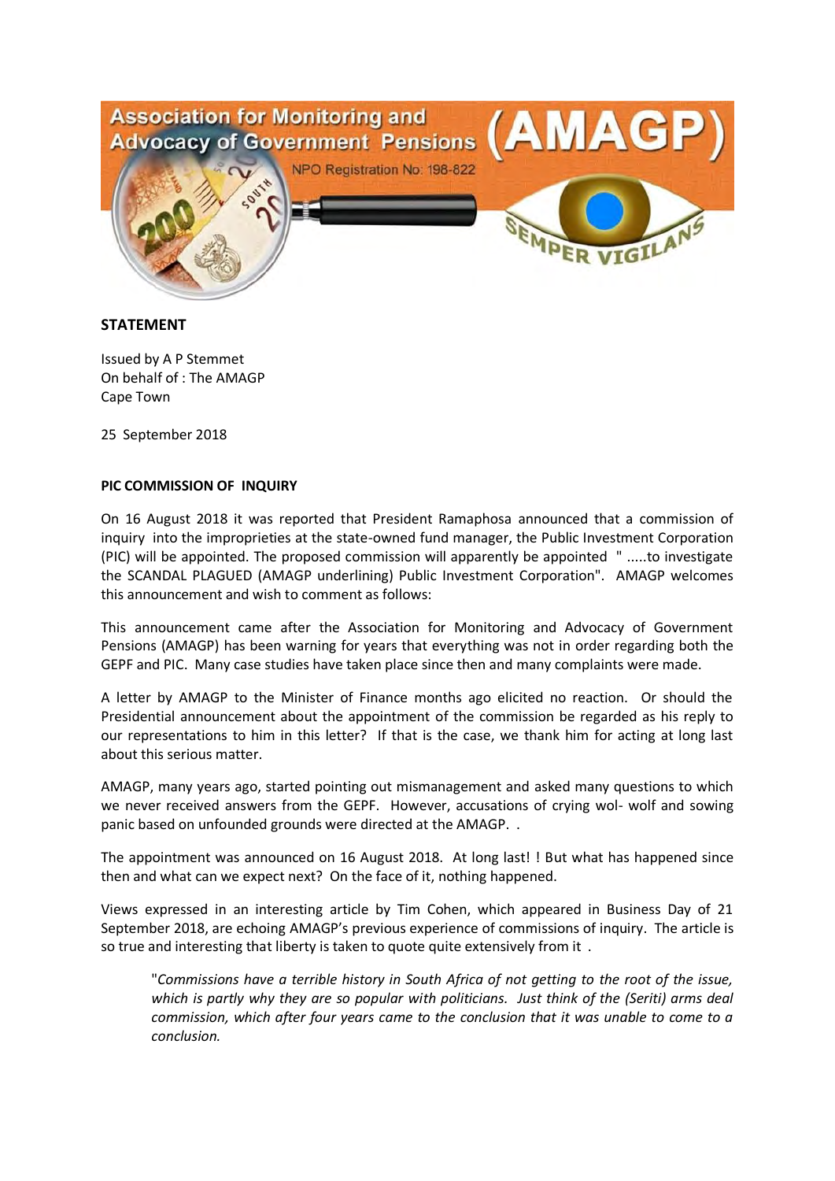Association for Monitoring and Advocacy of Government Pensions (AMAGP)

NPO Registration No: 198-822

SEMPER VIGILANS

**STATEMENT**

Issued by A P Stemmet
On behalf of : The AMAGP
Cape Town

25 September 2018

**PIC COMMISSION OF INQUIRY**

On 16 August 2018 it was reported that President Ramaphosa announced that a commission of inquiry into the improprieties at the state-owned fund manager, the Public Investment Corporation (PIC) will be appointed. The proposed commission will apparently be appointed " .....to investigate the SCANDAL PLAGUED (AMAGP underlining) Public Investment Corporation". AMAGP welcomes this announcement and wish to comment as follows:

This announcement came after the Association for Monitoring and Advocacy of Government Pensions (AMAGP) has been warning for years that everything was not in order regarding both the GEPF and PIC. Many case studies have taken place since then and many complaints were made.

A letter by AMAGP to the Minister of Finance months ago elicited no reaction. Or should the Presidential announcement about the appointment of the commission be regarded as his reply to our representations to him in this letter? If that is the case, we thank him for acting at long last about this serious matter.

AMAGP, many years ago, started pointing out mismanagement and asked many questions to which we never received answers from the GEPF. However, accusations of crying wol- wolf and sowing panic based on unfounded grounds were directed at the AMAGP. .

The appointment was announced on 16 August 2018. At long last! ! But what has happened since then and what can we expect next? On the face of it, nothing happened.

Views expressed in an interesting article by Tim Cohen, which appeared in Business Day of 21 September 2018, are echoing AMAGP's previous experience of commissions of inquiry. The article is so true and interesting that liberty is taken to quote quite extensively from it .

> "*Commissions have a terrible history in South Africa of not getting to the root of the issue, which is partly why they are so popular with politicians. Just think of the (Seriti) arms deal commission, which after four years came to the conclusion that it was unable to come to a conclusion.*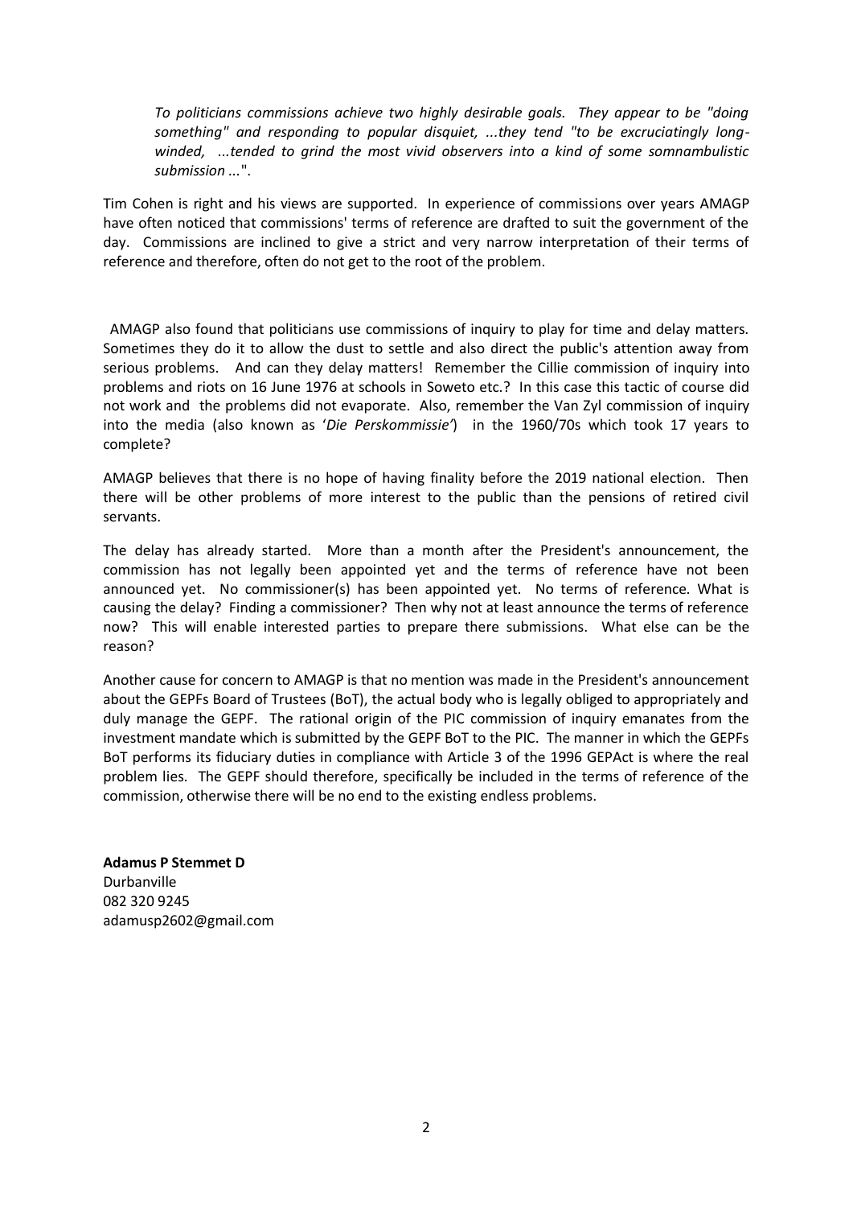*To politicians commissions achieve two highly desirable goals. They appear to be "doing something" and responding to popular disquiet, ...they tend "to be excruciatingly long-winded, ...tended to grind the most vivid observers into a kind of some somnambulistic submission* ...".

Tim Cohen is right and his views are supported. In experience of commissions over years AMAGP have often noticed that commissions' terms of reference are drafted to suit the government of the day. Commissions are inclined to give a strict and very narrow interpretation of their terms of reference and therefore, often do not get to the root of the problem.

AMAGP also found that politicians use commissions of inquiry to play for time and delay matters. Sometimes they do it to allow the dust to settle and also direct the public's attention away from serious problems. And can they delay matters! Remember the Cillie commission of inquiry into problems and riots on 16 June 1976 at schools in Soweto etc.? In this case this tactic of course did not work and the problems did not evaporate. Also, remember the Van Zyl commission of inquiry into the media (also known as '*Die Perskommissie*') in the 1960/70s which took 17 years to complete?

AMAGP believes that there is no hope of having finality before the 2019 national election. Then there will be other problems of more interest to the public than the pensions of retired civil servants.

The delay has already started. More than a month after the President's announcement, the commission has not legally been appointed yet and the terms of reference have not been announced yet. No commissioner(s) has been appointed yet. No terms of reference. What is causing the delay? Finding a commissioner? Then why not at least announce the terms of reference now? This will enable interested parties to prepare there submissions. What else can be the reason?

Another cause for concern to AMAGP is that no mention was made in the President's announcement about the GEPFs Board of Trustees (BoT), the actual body who is legally obliged to appropriately and duly manage the GEPF. The rational origin of the PIC commission of inquiry emanates from the investment mandate which is submitted by the GEPF BoT to the PIC. The manner in which the GEPFs BoT performs its fiduciary duties in compliance with Article 3 of the 1996 GEPAct is where the real problem lies. The GEPF should therefore, specifically be included in the terms of reference of the commission, otherwise there will be no end to the existing endless problems.

**Adamus P Stemmet D**
Durbanville
082 320 9245
adamusp2602@gmail.com